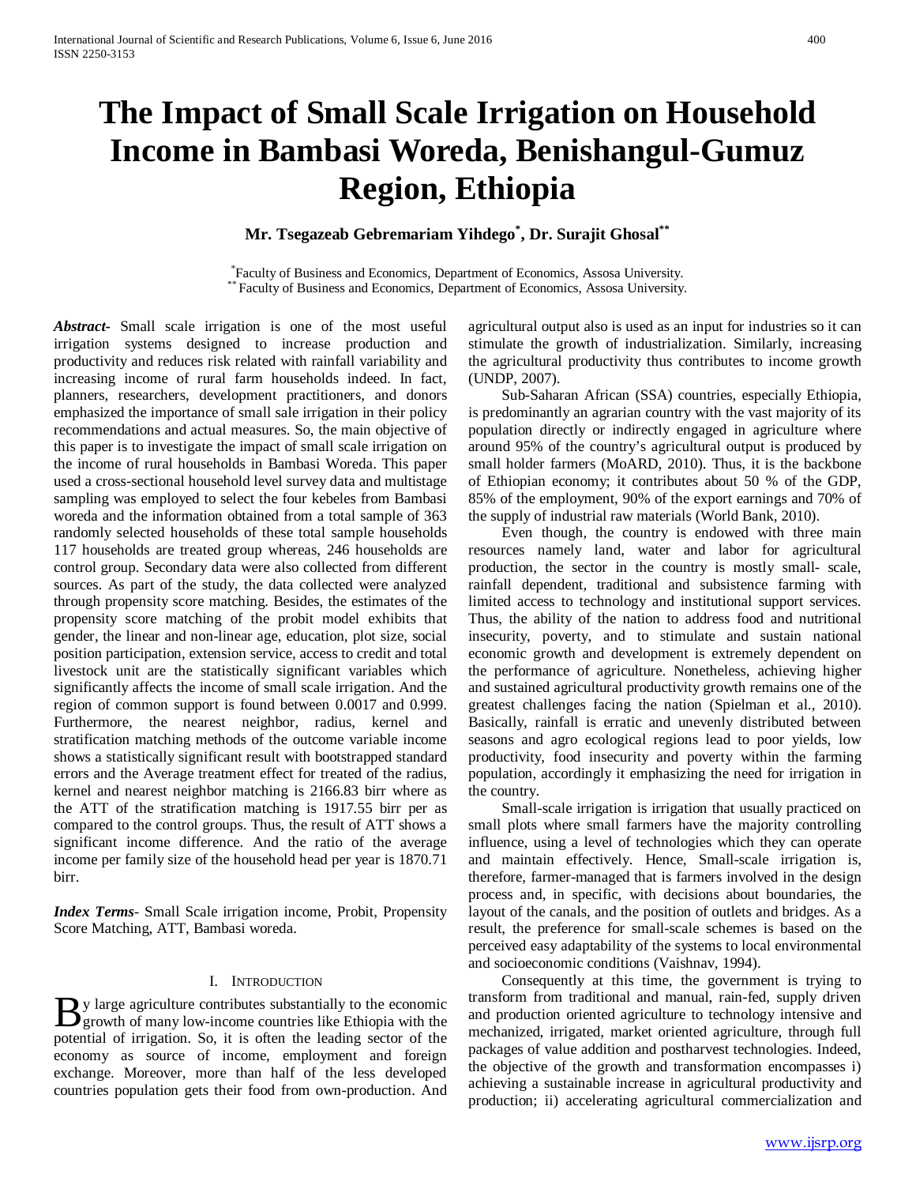# The Impact of Small Scale Irrigation on Household Income in Bambasi Woreda, Benishangul-Gumuz Region, Ethiopia

**Mr. Tsegazeab Gebremariam Yihdego[*], Dr. Surajit Ghosal[**]**

[*]Faculty of Business and Economics, Department of Economics, Assosa University.
[**] Faculty of Business and Economics, Department of Economics, Assosa University.

***Abstract-*** Small scale irrigation is one of the most useful irrigation systems designed to increase production and productivity and reduces risk related with rainfall variability and increasing income of rural farm households indeed. In fact, planners, researchers, development practitioners, and donors emphasized the importance of small sale irrigation in their policy recommendations and actual measures. So, the main objective of this paper is to investigate the impact of small scale irrigation on the income of rural households in Bambasi Woreda. This paper used a cross-sectional household level survey data and multistage sampling was employed to select the four kebeles from Bambasi woreda and the information obtained from a total sample of 363 randomly selected households of these total sample households 117 households are treated group whereas, 246 households are control group. Secondary data were also collected from different sources. As part of the study, the data collected were analyzed through propensity score matching. Besides, the estimates of the propensity score matching of the probit model exhibits that gender, the linear and non-linear age, education, plot size, social position participation, extension service, access to credit and total livestock unit are the statistically significant variables which significantly affects the income of small scale irrigation. And the region of common support is found between 0.0017 and 0.999. Furthermore, the nearest neighbor, radius, kernel and stratification matching methods of the outcome variable income shows a statistically significant result with bootstrapped standard errors and the Average treatment effect for treated of the radius, kernel and nearest neighbor matching is 2166.83 birr where as the ATT of the stratification matching is 1917.55 birr per as compared to the control groups. Thus, the result of ATT shows a significant income difference. And the ratio of the average income per family size of the household head per year is 1870.71 birr.

***Index Terms*-** Small Scale irrigation income, Probit, Propensity Score Matching, ATT, Bambasi woreda.

## I. Introduction

By large agriculture contributes substantially to the economic growth of many low-income countries like Ethiopia with the potential of irrigation. So, it is often the leading sector of the economy as source of income, employment and foreign exchange. Moreover, more than half of the less developed countries population gets their food from own-production. And agricultural output also is used as an input for industries so it can stimulate the growth of industrialization. Similarly, increasing the agricultural productivity thus contributes to income growth (UNDP, 2007).

Sub-Saharan African (SSA) countries, especially Ethiopia, is predominantly an agrarian country with the vast majority of its population directly or indirectly engaged in agriculture where around 95% of the country's agricultural output is produced by small holder farmers (MoARD, 2010). Thus, it is the backbone of Ethiopian economy; it contributes about 50 % of the GDP, 85% of the employment, 90% of the export earnings and 70% of the supply of industrial raw materials (World Bank, 2010).

Even though, the country is endowed with three main resources namely land, water and labor for agricultural production, the sector in the country is mostly small- scale, rainfall dependent, traditional and subsistence farming with limited access to technology and institutional support services. Thus, the ability of the nation to address food and nutritional insecurity, poverty, and to stimulate and sustain national economic growth and development is extremely dependent on the performance of agriculture. Nonetheless, achieving higher and sustained agricultural productivity growth remains one of the greatest challenges facing the nation (Spielman et al., 2010). Basically, rainfall is erratic and unevenly distributed between seasons and agro ecological regions lead to poor yields, low productivity, food insecurity and poverty within the farming population, accordingly it emphasizing the need for irrigation in the country.

Small-scale irrigation is irrigation that usually practiced on small plots where small farmers have the majority controlling influence, using a level of technologies which they can operate and maintain effectively. Hence, Small-scale irrigation is, therefore, farmer-managed that is farmers involved in the design process and, in specific, with decisions about boundaries, the layout of the canals, and the position of outlets and bridges. As a result, the preference for small-scale schemes is based on the perceived easy adaptability of the systems to local environmental and socioeconomic conditions (Vaishnav, 1994).

Consequently at this time, the government is trying to transform from traditional and manual, rain-fed, supply driven and production oriented agriculture to technology intensive and mechanized, irrigated, market oriented agriculture, through full packages of value addition and postharvest technologies. Indeed, the objective of the growth and transformation encompasses i) achieving a sustainable increase in agricultural productivity and production; ii) accelerating agricultural commercialization and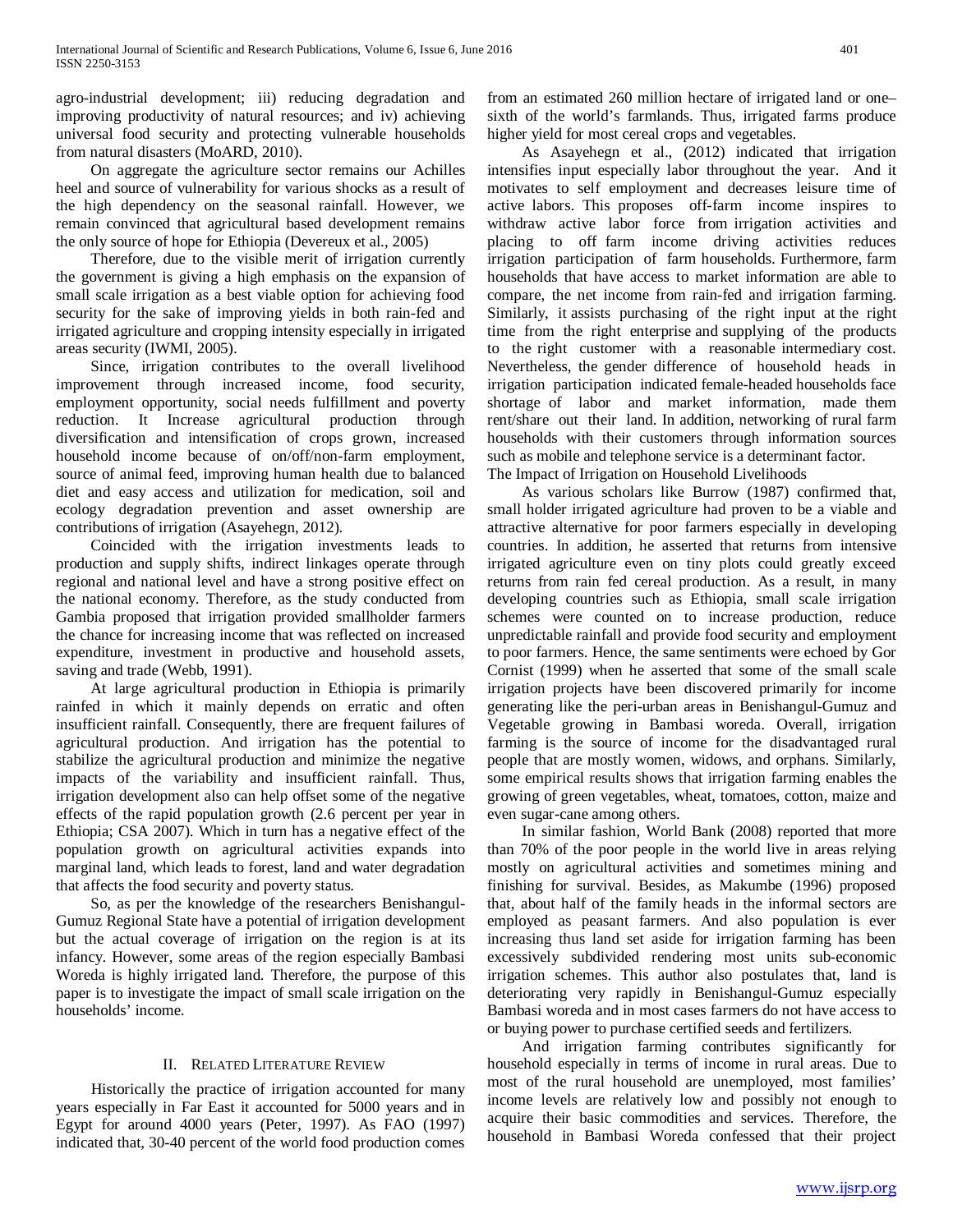agro-industrial development; iii) reducing degradation and improving productivity of natural resources; and iv) achieving universal food security and protecting vulnerable households from natural disasters (MoARD, 2010).

On aggregate the agriculture sector remains our Achilles heel and source of vulnerability for various shocks as a result of the high dependency on the seasonal rainfall. However, we remain convinced that agricultural based development remains the only source of hope for Ethiopia (Devereux et al., 2005)

Therefore, due to the visible merit of irrigation currently the government is giving a high emphasis on the expansion of small scale irrigation as a best viable option for achieving food security for the sake of improving yields in both rain-fed and irrigated agriculture and cropping intensity especially in irrigated areas security (IWMI, 2005).

Since, irrigation contributes to the overall livelihood improvement through increased income, food security, employment opportunity, social needs fulfillment and poverty reduction. It Increase agricultural production through diversification and intensification of crops grown, increased household income because of on/off/non-farm employment, source of animal feed, improving human health due to balanced diet and easy access and utilization for medication, soil and ecology degradation prevention and asset ownership are contributions of irrigation (Asayehegn, 2012).

Coincided with the irrigation investments leads to production and supply shifts, indirect linkages operate through regional and national level and have a strong positive effect on the national economy. Therefore, as the study conducted from Gambia proposed that irrigation provided smallholder farmers the chance for increasing income that was reflected on increased expenditure, investment in productive and household assets, saving and trade (Webb, 1991).

At large agricultural production in Ethiopia is primarily rainfed in which it mainly depends on erratic and often insufficient rainfall. Consequently, there are frequent failures of agricultural production. And irrigation has the potential to stabilize the agricultural production and minimize the negative impacts of the variability and insufficient rainfall. Thus, irrigation development also can help offset some of the negative effects of the rapid population growth (2.6 percent per year in Ethiopia; CSA 2007). Which in turn has a negative effect of the population growth on agricultural activities expands into marginal land, which leads to forest, land and water degradation that affects the food security and poverty status.

So, as per the knowledge of the researchers Benishangul-Gumuz Regional State have a potential of irrigation development but the actual coverage of irrigation on the region is at its infancy. However, some areas of the region especially Bambasi Woreda is highly irrigated land. Therefore, the purpose of this paper is to investigate the impact of small scale irrigation on the households' income.

## II. Related Literature Review

Historically the practice of irrigation accounted for many years especially in Far East it accounted for 5000 years and in Egypt for around 4000 years (Peter, 1997). As FAO (1997) indicated that, 30-40 percent of the world food production comes from an estimated 260 million hectare of irrigated land or one–sixth of the world's farmlands. Thus, irrigated farms produce higher yield for most cereal crops and vegetables.

As Asayehegn et al., (2012) indicated that irrigation intensifies input especially labor throughout the year. And it motivates to self employment and decreases leisure time of active labors. This proposes off-farm income inspires to withdraw active labor force from irrigation activities and placing to off farm income driving activities reduces irrigation participation of farm households. Furthermore, farm households that have access to market information are able to compare, the net income from rain-fed and irrigation farming. Similarly, it assists purchasing of the right input at the right time from the right enterprise and supplying of the products to the right customer with a reasonable intermediary cost. Nevertheless, the gender difference of household heads in irrigation participation indicated female-headed households face shortage of labor and market information, made them rent/share out their land. In addition, networking of rural farm households with their customers through information sources such as mobile and telephone service is a determinant factor.

The Impact of Irrigation on Household Livelihoods

As various scholars like Burrow (1987) confirmed that, small holder irrigated agriculture had proven to be a viable and attractive alternative for poor farmers especially in developing countries. In addition, he asserted that returns from intensive irrigated agriculture even on tiny plots could greatly exceed returns from rain fed cereal production. As a result, in many developing countries such as Ethiopia, small scale irrigation schemes were counted on to increase production, reduce unpredictable rainfall and provide food security and employment to poor farmers. Hence, the same sentiments were echoed by Gor Cornist (1999) when he asserted that some of the small scale irrigation projects have been discovered primarily for income generating like the peri-urban areas in Benishangul-Gumuz and Vegetable growing in Bambasi woreda. Overall, irrigation farming is the source of income for the disadvantaged rural people that are mostly women, widows, and orphans. Similarly, some empirical results shows that irrigation farming enables the growing of green vegetables, wheat, tomatoes, cotton, maize and even sugar-cane among others.

In similar fashion, World Bank (2008) reported that more than 70% of the poor people in the world live in areas relying mostly on agricultural activities and sometimes mining and finishing for survival. Besides, as Makumbe (1996) proposed that, about half of the family heads in the informal sectors are employed as peasant farmers. And also population is ever increasing thus land set aside for irrigation farming has been excessively subdivided rendering most units sub-economic irrigation schemes. This author also postulates that, land is deteriorating very rapidly in Benishangul-Gumuz especially Bambasi woreda and in most cases farmers do not have access to or buying power to purchase certified seeds and fertilizers.

And irrigation farming contributes significantly for household especially in terms of income in rural areas. Due to most of the rural household are unemployed, most families' income levels are relatively low and possibly not enough to acquire their basic commodities and services. Therefore, the household in Bambasi Woreda confessed that their project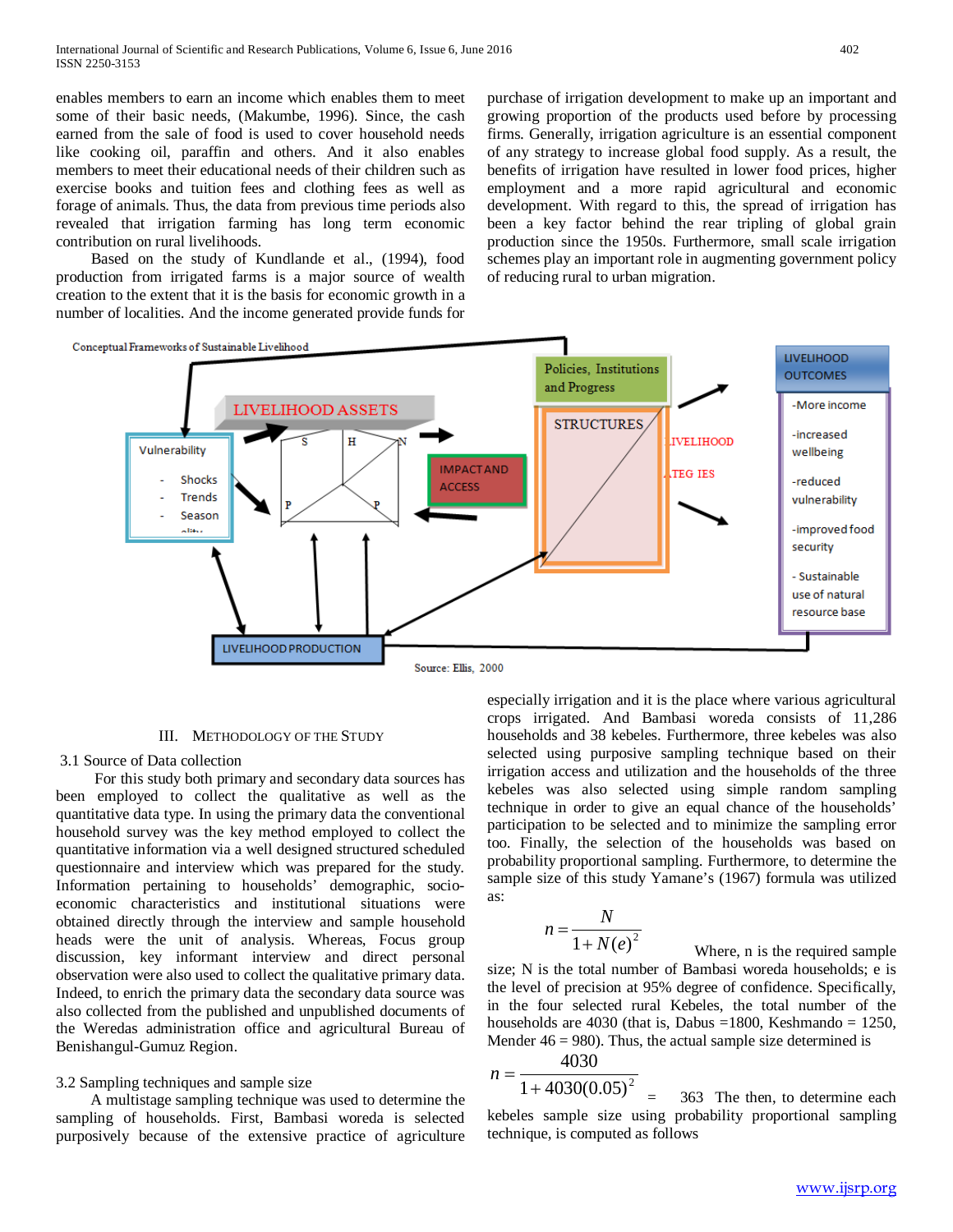enables members to earn an income which enables them to meet some of their basic needs, (Makumbe, 1996). Since, the cash earned from the sale of food is used to cover household needs like cooking oil, paraffin and others. And it also enables members to meet their educational needs of their children such as exercise books and tuition fees and clothing fees as well as forage of animals. Thus, the data from previous time periods also revealed that irrigation farming has long term economic contribution on rural livelihoods.

Based on the study of Kundlande et al., (1994), food production from irrigated farms is a major source of wealth creation to the extent that it is the basis for economic growth in a number of localities. And the income generated provide funds for purchase of irrigation development to make up an important and growing proportion of the products used before by processing firms. Generally, irrigation agriculture is an essential component of any strategy to increase global food supply. As a result, the benefits of irrigation have resulted in lower food prices, higher employment and a more rapid agricultural and economic development. With regard to this, the spread of irrigation has been a key factor behind the rear tripling of global grain production since the 1950s. Furthermore, small scale irrigation schemes play an important role in augmenting government policy of reducing rural to urban migration.

Conceptual Frameworks of Sustainable Livelihood

Vulnerability
- Shocks
- Trends
- Season

LIVELIHOOD ASSETS (S, H, N, P, P)

IMPACT AND ACCESS

Policies, Institutions and Progress

STRUCTURES

LIVELIHOOD STRATEG IES

LIVELIHOOD OUTCOMES
- More income
- increased wellbeing
- reduced vulnerability
- improved food security
- Sustainable use of natural resource base

LIVELIHOOD PRODUCTION

Source: Ellis, 2000

## III. Methodology of the Study

### 3.1 Source of Data collection

For this study both primary and secondary data sources has been employed to collect the qualitative as well as the quantitative data type. In using the primary data the conventional household survey was the key method employed to collect the quantitative information via a well designed structured scheduled questionnaire and interview which was prepared for the study. Information pertaining to households' demographic, socio-economic characteristics and institutional situations were obtained directly through the interview and sample household heads were the unit of analysis. Whereas, Focus group discussion, key informant interview and direct personal observation were also used to collect the qualitative primary data. Indeed, to enrich the primary data the secondary data source was also collected from the published and unpublished documents of the Weredas administration office and agricultural Bureau of Benishangul-Gumuz Region.

### 3.2 Sampling techniques and sample size

A multistage sampling technique was used to determine the sampling of households. First, Bambasi woreda is selected purposively because of the extensive practice of agriculture especially irrigation and it is the place where various agricultural crops irrigated. And Bambasi woreda consists of 11,286 households and 38 kebeles. Furthermore, three kebeles was also selected using purposive sampling technique based on their irrigation access and utilization and the households of the three kebeles was also selected using simple random sampling technique in order to give an equal chance of the households' participation to be selected and to minimize the sampling error too. Finally, the selection of the households was based on probability proportional sampling. Furthermore, to determine the sample size of this study Yamane's (1967) formula was utilized as:

$$n = \frac{N}{1 + N(e)^2}$$

Where, n is the required sample size; N is the total number of Bambasi woreda households; e is the level of precision at 95% degree of confidence. Specifically, in the four selected rural Kebeles, the total number of the households are 4030 (that is, Dabus =1800, Keshmando = 1250, Mender 46 = 980). Thus, the actual sample size determined is

$$n = \frac{4030}{1 + 4030(0.05)^2} = 363$$

The then, to determine each kebeles sample size using probability proportional sampling technique, is computed as follows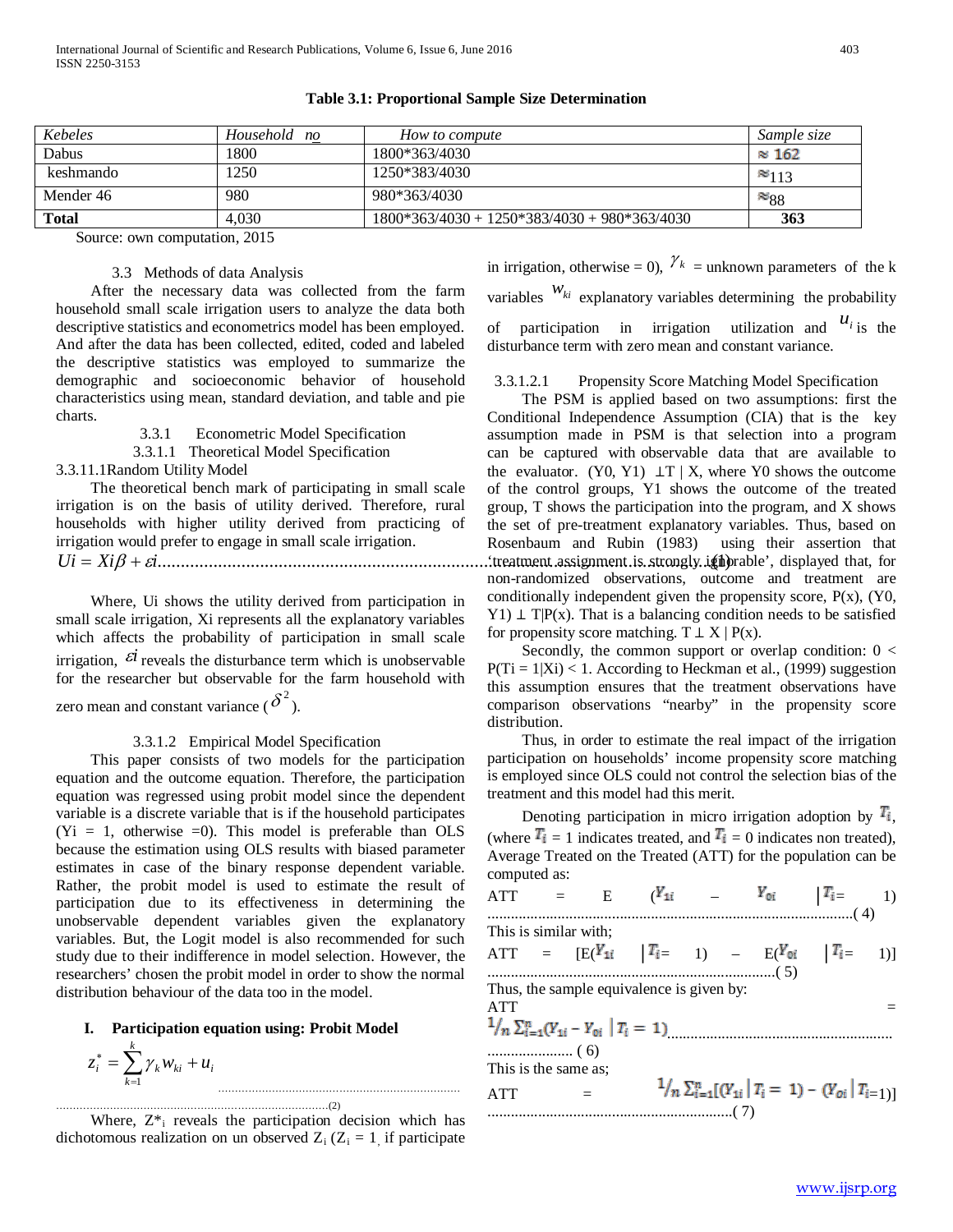**Table 3.1: Proportional Sample Size Determination**

| *Kebeles* | *Household no* | *How to compute* | *Sample size* |
|---|---|---|---|
| Dabus | 1800 | 1800*363/4030 | ≈ 162 |
| keshmando | 1250 | 1250*383/4030 | ≈113 |
| Mender 46 | 980 | 980*363/4030 | ≈88 |
| **Total** | 4,030 | 1800*363/4030 + 1250*383/4030 + 980*363/4030 | **363** |

Source: own computation, 2015

3.3 Methods of data Analysis

After the necessary data was collected from the farm household small scale irrigation users to analyze the data both descriptive statistics and econometrics model has been employed. And after the data has been collected, edited, coded and labeled the descriptive statistics was employed to summarize the demographic and socioeconomic behavior of household characteristics using mean, standard deviation, and table and pie charts.

3.3.1 Econometric Model Specification

3.3.1.1 Theoretical Model Specification

3.3.11.1Random Utility Model

The theoretical bench mark of participating in small scale irrigation is on the basis of utility derived. Therefore, rural households with higher utility derived from practicing of irrigation would prefer to engage in small scale irrigation.

$$Ui = Xi\beta + \varepsilon i \quad \text{.......................................................................................(1)}$$

Where, Ui shows the utility derived from participation in small scale irrigation, Xi represents all the explanatory variables which affects the probability of participation in small scale irrigation, $\varepsilon i$ reveals the disturbance term which is unobservable for the researcher but observable for the farm household with zero mean and constant variance ($\delta^2$).

3.3.1.2 Empirical Model Specification

This paper consists of two models for the participation equation and the outcome equation. Therefore, the participation equation was regressed using probit model since the dependent variable is a discrete variable that is if the household participates (Yi = 1, otherwise =0). This model is preferable than OLS because the estimation using OLS results with biased parameter estimates in case of the binary response dependent variable. Rather, the probit model is used to estimate the result of participation due to its effectiveness in determining the unobservable dependent variables given the explanatory variables. But, the Logit model is also recommended for such study due to their indifference in model selection. However, the researchers' chosen the probit model in order to show the normal distribution behaviour of the data too in the model.

**I. Participation equation using: Probit Model**

$$z_i^* = \sum_{k=1}^{k} \gamma_k w_{ki} + u_i \quad \text{.......................................................(2)}$$

Where, $Z^*_i$ reveals the participation decision which has dichotomous realization on un observed $Z_i$ ($Z_i$ = 1, if participate in irrigation, otherwise = 0), $\gamma_k$ = unknown parameters of the k variables $w_{ki}$ explanatory variables determining the probability of participation in irrigation utilization and $u_i$ is the disturbance term with zero mean and constant variance.

3.3.1.2.1 Propensity Score Matching Model Specification

The PSM is applied based on two assumptions: first the Conditional Independence Assumption (CIA) that is the key assumption made in PSM is that selection into a program can be captured with observable data that are available to the evaluator. (Y0, Y1) ⊥T | X, where Y0 shows the outcome of the control groups, Y1 shows the outcome of the treated group, T shows the participation into the program, and X shows the set of pre-treatment explanatory variables. Thus, based on Rosenbaum and Rubin (1983) using their assertion that 'treatment assignment is strongly ignorable', displayed that, for non-randomized observations, outcome and treatment are conditionally independent given the propensity score, P(x), (Y0, Y1) ⊥ T|P(x). That is a balancing condition needs to be satisfied for propensity score matching. T ⊥ X | P(x).

Secondly, the common support or overlap condition: 0 < P(Ti = 1|Xi) < 1. According to Heckman et al., (1999) suggestion this assumption ensures that the treatment observations have comparison observations "nearby" in the propensity score distribution.

Thus, in order to estimate the real impact of the irrigation participation on households' income propensity score matching is employed since OLS could not control the selection bias of the treatment and this model had this merit.

Denoting participation in micro irrigation adoption by $T_i$, (where $T_i$ = 1 indicates treated, and $T_i$ = 0 indicates non treated), Average Treated on the Treated (ATT) for the population can be computed as:

$$ATT = E(Y_{1i} - Y_{0i} \mid T_i = 1) \quad \text{.......................................................(4)}$$

This is similar with;

$$ATT = [E(Y_{1i} \mid T_i = 1) - E(Y_{0i} \mid T_i = 1)] \quad \text{.......................................................(5)}$$

Thus, the sample equivalence is given by:

$$ATT = \frac{1}{n}\sum_{i=1}^{n}(Y_{1i} - Y_{0i} \mid T_i = 1) \quad \text{.......................................................(6)}$$

This is the same as;

$$ATT = \frac{1}{n}\sum_{i=1}^{n}[(Y_{1i} \mid T_i = 1) - (Y_{0i} \mid T_i = 1)] \quad \text{.......................................................(7)}$$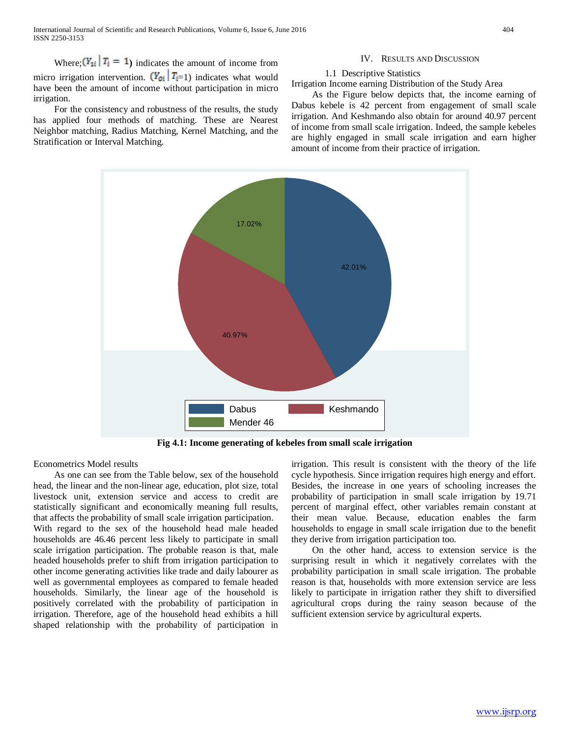Where; $(Y_{1i} \mid T_i = 1)$ indicates the amount of income from micro irrigation intervention. $(Y_{0i} \mid T_i=1)$ indicates what would have been the amount of income without participation in micro irrigation.

For the consistency and robustness of the results, the study has applied four methods of matching. These are Nearest Neighbor matching, Radius Matching, Kernel Matching, and the Stratification or Interval Matching.

## IV. Results and Discussion

### 1.1 Descriptive Statistics

Irrigation Income earning Distribution of the Study Area

As the Figure below depicts that, the income earning of Dabus kebele is 42 percent from engagement of small scale irrigation. And Keshmando also obtain for around 40.97 percent of income from small scale irrigation. Indeed, the sample kebeles are highly engaged in small scale irrigation and earn higher amount of income from their practice of irrigation.

| Kebele | Share |
|---|---|
| Dabus | 42.01% |
| Keshmando | 40.97% |
| Mender 46 | 17.02% |

**Fig 4.1: Income generating of kebeles from small scale irrigation**

Econometrics Model results

As one can see from the Table below, sex of the household head, the linear and the non-linear age, education, plot size, total livestock unit, extension service and access to credit are statistically significant and economically meaning full results, that affects the probability of small scale irrigation participation.

With regard to the sex of the household head male headed households are 46.46 percent less likely to participate in small scale irrigation participation. The probable reason is that, male headed households prefer to shift from irrigation participation to other income generating activities like trade and daily labourer as well as governmental employees as compared to female headed households. Similarly, the linear age of the household is positively correlated with the probability of participation in irrigation. Therefore, age of the household head exhibits a hill shaped relationship with the probability of participation in irrigation. This result is consistent with the theory of the life cycle hypothesis. Since irrigation requires high energy and effort. Besides, the increase in one years of schooling increases the probability of participation in small scale irrigation by 19.71 percent of marginal effect, other variables remain constant at their mean value. Because, education enables the farm households to engage in small scale irrigation due to the benefit they derive from irrigation participation too.

On the other hand, access to extension service is the surprising result in which it negatively correlates with the probability participation in small scale irrigation. The probable reason is that, households with more extension service are less likely to participate in irrigation rather they shift to diversified agricultural crops during the rainy season because of the sufficient extension service by agricultural experts.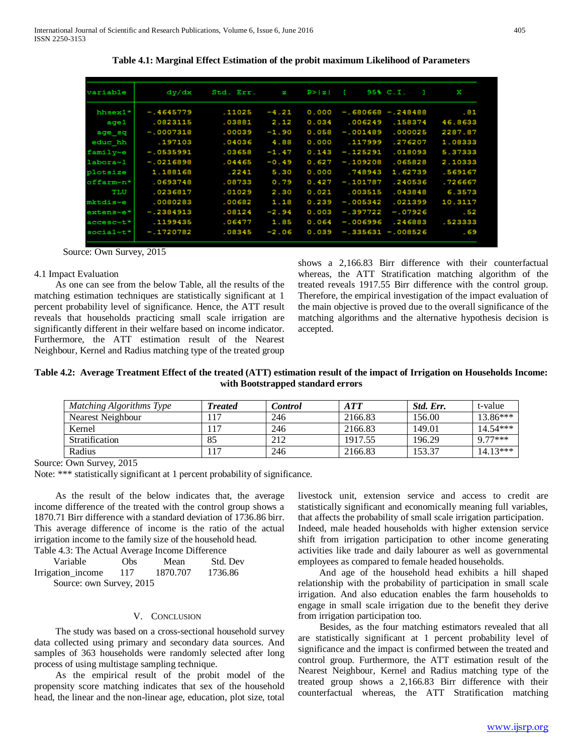**Table 4.1: Marginal Effect Estimation of the probit maximum Likelihood of Parameters**

| variable | dy/dx | Std. Err. | z | P>\|z\| | [ 95% C.I. | ] | X |
|---|---|---|---|---|---|---|---|
| hhsex1* | -.4645779 | .11025 | -4.21 | 0.000 | -.680668 | -.248488 | .81 |
| age1 | .0823115 | .03881 | 2.12 | 0.034 | .006249 | .158374 | 46.8633 |
| age_sq | -.0007318 | .00039 | -1.90 | 0.058 | -.001489 | .000025 | 2287.87 |
| educ_hh | .197103 | .04036 | 4.88 | 0.000 | .117999 | .276207 | 1.08333 |
| family~e | -.0535991 | .03658 | -1.47 | 0.143 | -.125291 | .018093 | 5.37333 |
| labora~l | -.0216898 | .04465 | -0.49 | 0.627 | -.109208 | .065828 | 2.10333 |
| plotsize | 1.188168 | .2241 | 5.30 | 0.000 | .748943 | 1.62739 | .569167 |
| offarm~n* | .0693748 | .08733 | 0.79 | 0.427 | -.101787 | .240536 | .726667 |
| TLU | .0236817 | .01029 | 2.30 | 0.021 | .003515 | .043848 | 6.3573 |
| mktdis~e | .0080283 | .00682 | 1.18 | 0.239 | -.005342 | .021399 | 10.3117 |
| extens~e* | -.2384913 | .08124 | -2.94 | 0.003 | -.397722 | -.07926 | .52 |
| accesc~t* | .1199435 | .06477 | 1.85 | 0.064 | -.006996 | .246883 | .523333 |
| social~t* | -.1720782 | .08345 | -2.06 | 0.039 | -.335631 | -.008526 | .69 |

Source: Own Survey, 2015

4.1 Impact Evaluation

As one can see from the below Table, all the results of the matching estimation techniques are statistically significant at 1 percent probability level of significance. Hence, the ATT result reveals that households practicing small scale irrigation are significantly different in their welfare based on income indicator. Furthermore, the ATT estimation result of the Nearest Neighbour, Kernel and Radius matching type of the treated group shows a 2,166.83 Birr difference with their counterfactual whereas, the ATT Stratification matching algorithm of the treated reveals 1917.55 Birr difference with the control group. Therefore, the empirical investigation of the impact evaluation of the main objective is proved due to the overall significance of the matching algorithms and the alternative hypothesis decision is accepted.

**Table 4.2: Average Treatment Effect of the treated (ATT) estimation result of the impact of Irrigation on Households Income: with Bootstrapped standard errors**

| *Matching Algorithms Type* | ***Treated*** | ***Control*** | ***ATT*** | ***Std. Err.*** | t-value |
|---|---|---|---|---|---|
| Nearest Neighbour | 117 | 246 | 2166.83 | 156.00 | 13.86*** |
| Kernel | 117 | 246 | 2166.83 | 149.01 | 14.54*** |
| Stratification | 85 | 212 | 1917.55 | 196.29 | 9.77*** |
| Radius | 117 | 246 | 2166.83 | 153.37 | 14.13*** |

Source: Own Survey, 2015

Note: *** statistically significant at 1 percent probability of significance.

As the result of the below indicates that, the average income difference of the treated with the control group shows a 1870.71 Birr difference with a standard deviation of 1736.86 birr. This average difference of income is the ratio of the actual irrigation income to the family size of the household head.

Table 4.3: The Actual Average Income Difference

| Variable | Obs | Mean | Std. Dev |
|---|---|---|---|
| Irrigation_income | 117 | 1870.707 | 1736.86 |

Source: own Survey, 2015

## V. Conclusion

The study was based on a cross-sectional household survey data collected using primary and secondary data sources. And samples of 363 households were randomly selected after long process of using multistage sampling technique.

As the empirical result of the probit model of the propensity score matching indicates that sex of the household head, the linear and the non-linear age, education, plot size, total livestock unit, extension service and access to credit are statistically significant and economically meaning full variables, that affects the probability of small scale irrigation participation. Indeed, male headed households with higher extension service shift from irrigation participation to other income generating activities like trade and daily labourer as well as governmental employees as compared to female headed households.

And age of the household head exhibits a hill shaped relationship with the probability of participation in small scale irrigation. And also education enables the farm households to engage in small scale irrigation due to the benefit they derive from irrigation participation too.

Besides, as the four matching estimators revealed that all are statistically significant at 1 percent probability level of significance and the impact is confirmed between the treated and control group. Furthermore, the ATT estimation result of the Nearest Neighbour, Kernel and Radius matching type of the treated group shows a 2,166.83 Birr difference with their counterfactual whereas, the ATT Stratification matching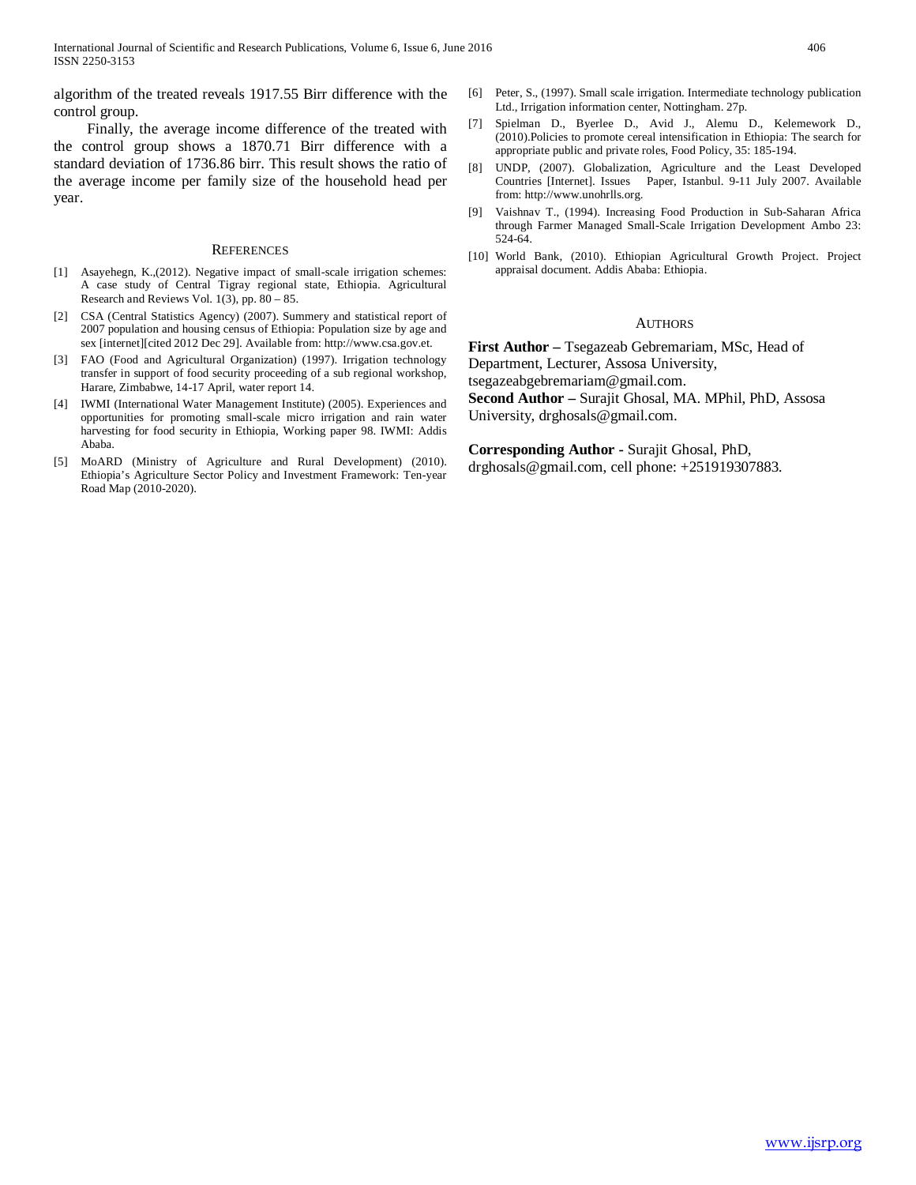algorithm of the treated reveals 1917.55 Birr difference with the control group.

Finally, the average income difference of the treated with the control group shows a 1870.71 Birr difference with a standard deviation of 1736.86 birr. This result shows the ratio of the average income per family size of the household head per year.

## References

[1] Asayehegn, K.,(2012). Negative impact of small-scale irrigation schemes: A case study of Central Tigray regional state, Ethiopia. Agricultural Research and Reviews Vol. 1(3), pp. 80 – 85.

[2] CSA (Central Statistics Agency) (2007). Summery and statistical report of 2007 population and housing census of Ethiopia: Population size by age and sex [internet][cited 2012 Dec 29]. Available from: http://www.csa.gov.et.

[3] FAO (Food and Agricultural Organization) (1997). Irrigation technology transfer in support of food security proceeding of a sub regional workshop, Harare, Zimbabwe, 14-17 April, water report 14.

[4] IWMI (International Water Management Institute) (2005). Experiences and opportunities for promoting small-scale micro irrigation and rain water harvesting for food security in Ethiopia, Working paper 98. IWMI: Addis Ababa.

[5] MoARD (Ministry of Agriculture and Rural Development) (2010). Ethiopia's Agriculture Sector Policy and Investment Framework: Ten-year Road Map (2010-2020).

[6] Peter, S., (1997). Small scale irrigation. Intermediate technology publication Ltd., Irrigation information center, Nottingham. 27p.

[7] Spielman D., Byerlee D., Avid J., Alemu D., Kelemework D., (2010).Policies to promote cereal intensification in Ethiopia: The search for appropriate public and private roles, Food Policy, 35: 185-194.

[8] UNDP, (2007). Globalization, Agriculture and the Least Developed Countries [Internet]. Issues Paper, Istanbul. 9-11 July 2007. Available from: http://www.unohrlls.org.

[9] Vaishnav T., (1994). Increasing Food Production in Sub-Saharan Africa through Farmer Managed Small-Scale Irrigation Development Ambo 23: 524-64.

[10] World Bank, (2010). Ethiopian Agricultural Growth Project. Project appraisal document. Addis Ababa: Ethiopia.

## Authors

**First Author –** Tsegazeab Gebremariam, MSc, Head of Department, Lecturer, Assosa University, tsegazeabgebremariam@gmail.com.
**Second Author –** Surajit Ghosal, MA. MPhil, PhD, Assosa University, drghosals@gmail.com.

**Corresponding Author -** Surajit Ghosal, PhD, drghosals@gmail.com, cell phone: +251919307883.